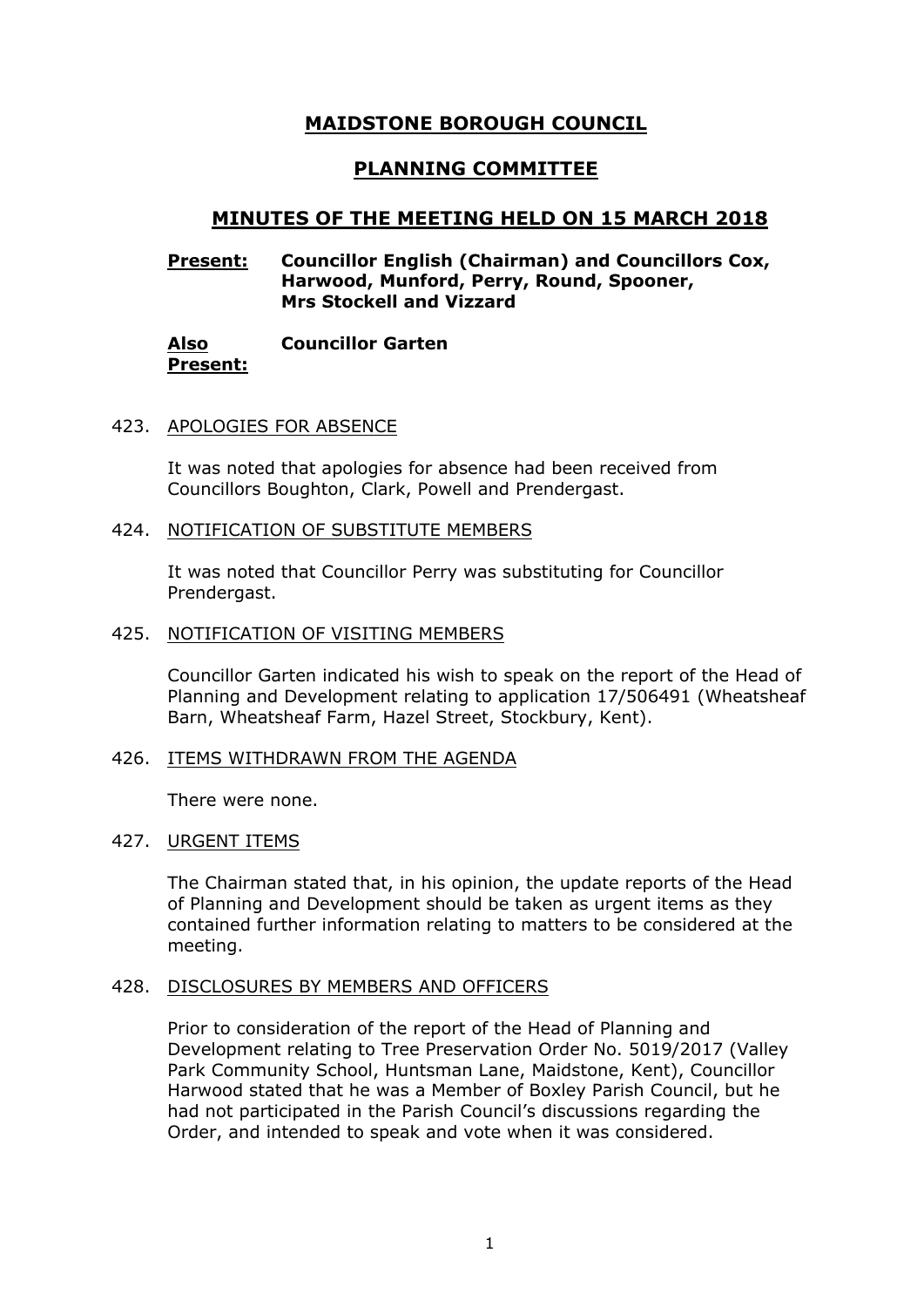# MAIDSTONE BOROUGH COUNCIL

## PLANNING COMMITTEE

## MINUTES OF THE MEETING HELD ON 15 MARCH 2018

**Present:** **Councillor English (Chairman) and Councillors Cox, Harwood, Munford, Perry, Round, Spooner, Mrs Stockell and Vizzard**

**Also Present:** **Councillor Garten**

423. APOLOGIES FOR ABSENCE

It was noted that apologies for absence had been received from Councillors Boughton, Clark, Powell and Prendergast.

424. NOTIFICATION OF SUBSTITUTE MEMBERS

It was noted that Councillor Perry was substituting for Councillor Prendergast.

425. NOTIFICATION OF VISITING MEMBERS

Councillor Garten indicated his wish to speak on the report of the Head of Planning and Development relating to application 17/506491 (Wheatsheaf Barn, Wheatsheaf Farm, Hazel Street, Stockbury, Kent).

426. ITEMS WITHDRAWN FROM THE AGENDA

There were none.

427. URGENT ITEMS

The Chairman stated that, in his opinion, the update reports of the Head of Planning and Development should be taken as urgent items as they contained further information relating to matters to be considered at the meeting.

428. DISCLOSURES BY MEMBERS AND OFFICERS

Prior to consideration of the report of the Head of Planning and Development relating to Tree Preservation Order No. 5019/2017 (Valley Park Community School, Huntsman Lane, Maidstone, Kent), Councillor Harwood stated that he was a Member of Boxley Parish Council, but he had not participated in the Parish Council's discussions regarding the Order, and intended to speak and vote when it was considered.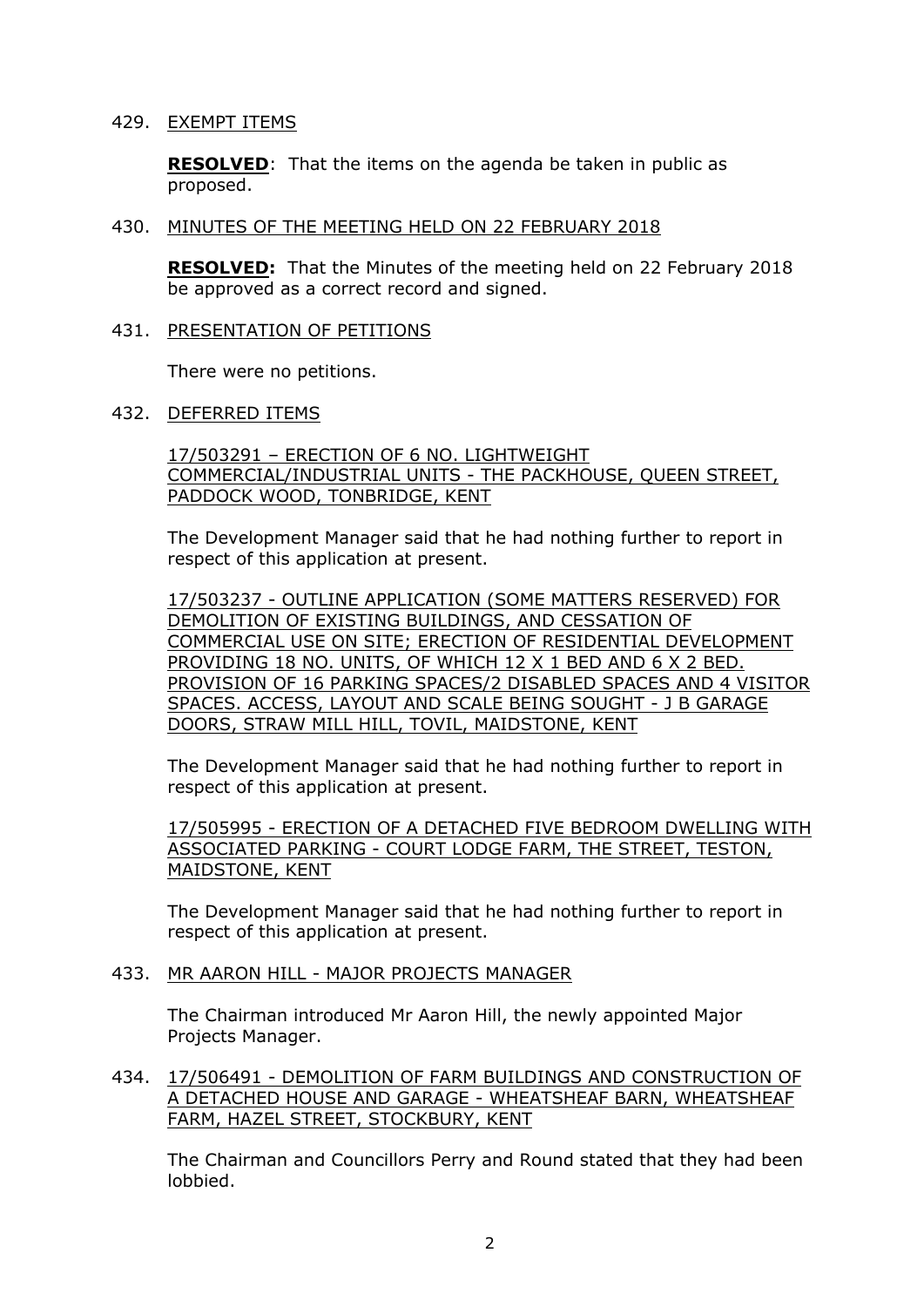429. EXEMPT ITEMS

**RESOLVED**: That the items on the agenda be taken in public as proposed.

430. MINUTES OF THE MEETING HELD ON 22 FEBRUARY 2018

**RESOLVED:** That the Minutes of the meeting held on 22 February 2018 be approved as a correct record and signed.

431. PRESENTATION OF PETITIONS

There were no petitions.

432. DEFERRED ITEMS

17/503291 – ERECTION OF 6 NO. LIGHTWEIGHT COMMERCIAL/INDUSTRIAL UNITS - THE PACKHOUSE, QUEEN STREET, PADDOCK WOOD, TONBRIDGE, KENT

The Development Manager said that he had nothing further to report in respect of this application at present.

17/503237 - OUTLINE APPLICATION (SOME MATTERS RESERVED) FOR DEMOLITION OF EXISTING BUILDINGS, AND CESSATION OF COMMERCIAL USE ON SITE; ERECTION OF RESIDENTIAL DEVELOPMENT PROVIDING 18 NO. UNITS, OF WHICH 12 X 1 BED AND 6 X 2 BED. PROVISION OF 16 PARKING SPACES/2 DISABLED SPACES AND 4 VISITOR SPACES. ACCESS, LAYOUT AND SCALE BEING SOUGHT - J B GARAGE DOORS, STRAW MILL HILL, TOVIL, MAIDSTONE, KENT

The Development Manager said that he had nothing further to report in respect of this application at present.

17/505995 - ERECTION OF A DETACHED FIVE BEDROOM DWELLING WITH ASSOCIATED PARKING - COURT LODGE FARM, THE STREET, TESTON, MAIDSTONE, KENT

The Development Manager said that he had nothing further to report in respect of this application at present.

433. MR AARON HILL - MAJOR PROJECTS MANAGER

The Chairman introduced Mr Aaron Hill, the newly appointed Major Projects Manager.

434. 17/506491 - DEMOLITION OF FARM BUILDINGS AND CONSTRUCTION OF A DETACHED HOUSE AND GARAGE - WHEATSHEAF BARN, WHEATSHEAF FARM, HAZEL STREET, STOCKBURY, KENT

The Chairman and Councillors Perry and Round stated that they had been lobbied.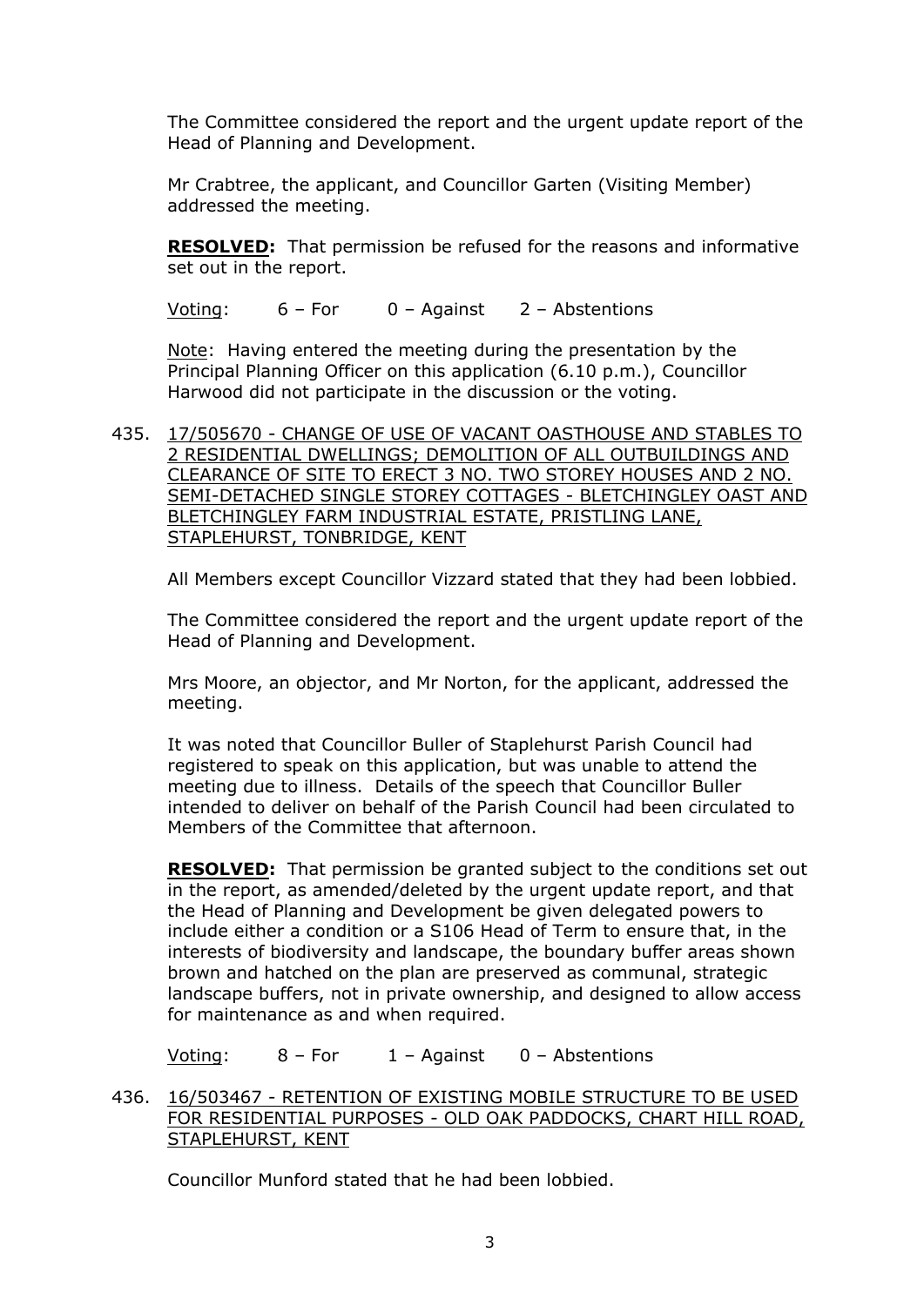The Committee considered the report and the urgent update report of the Head of Planning and Development.

Mr Crabtree, the applicant, and Councillor Garten (Visiting Member) addressed the meeting.

**RESOLVED:** That permission be refused for the reasons and informative set out in the report.

Voting: 6 – For 0 – Against 2 – Abstentions

Note: Having entered the meeting during the presentation by the Principal Planning Officer on this application (6.10 p.m.), Councillor Harwood did not participate in the discussion or the voting.

435. 17/505670 - CHANGE OF USE OF VACANT OASTHOUSE AND STABLES TO 2 RESIDENTIAL DWELLINGS; DEMOLITION OF ALL OUTBUILDINGS AND CLEARANCE OF SITE TO ERECT 3 NO. TWO STOREY HOUSES AND 2 NO. SEMI-DETACHED SINGLE STOREY COTTAGES - BLETCHINGLEY OAST AND BLETCHINGLEY FARM INDUSTRIAL ESTATE, PRISTLING LANE, STAPLEHURST, TONBRIDGE, KENT

All Members except Councillor Vizzard stated that they had been lobbied.

The Committee considered the report and the urgent update report of the Head of Planning and Development.

Mrs Moore, an objector, and Mr Norton, for the applicant, addressed the meeting.

It was noted that Councillor Buller of Staplehurst Parish Council had registered to speak on this application, but was unable to attend the meeting due to illness. Details of the speech that Councillor Buller intended to deliver on behalf of the Parish Council had been circulated to Members of the Committee that afternoon.

**RESOLVED:** That permission be granted subject to the conditions set out in the report, as amended/deleted by the urgent update report, and that the Head of Planning and Development be given delegated powers to include either a condition or a S106 Head of Term to ensure that, in the interests of biodiversity and landscape, the boundary buffer areas shown brown and hatched on the plan are preserved as communal, strategic landscape buffers, not in private ownership, and designed to allow access for maintenance as and when required.

Voting: 8 – For 1 – Against 0 – Abstentions

436. 16/503467 - RETENTION OF EXISTING MOBILE STRUCTURE TO BE USED FOR RESIDENTIAL PURPOSES - OLD OAK PADDOCKS, CHART HILL ROAD, STAPLEHURST, KENT

Councillor Munford stated that he had been lobbied.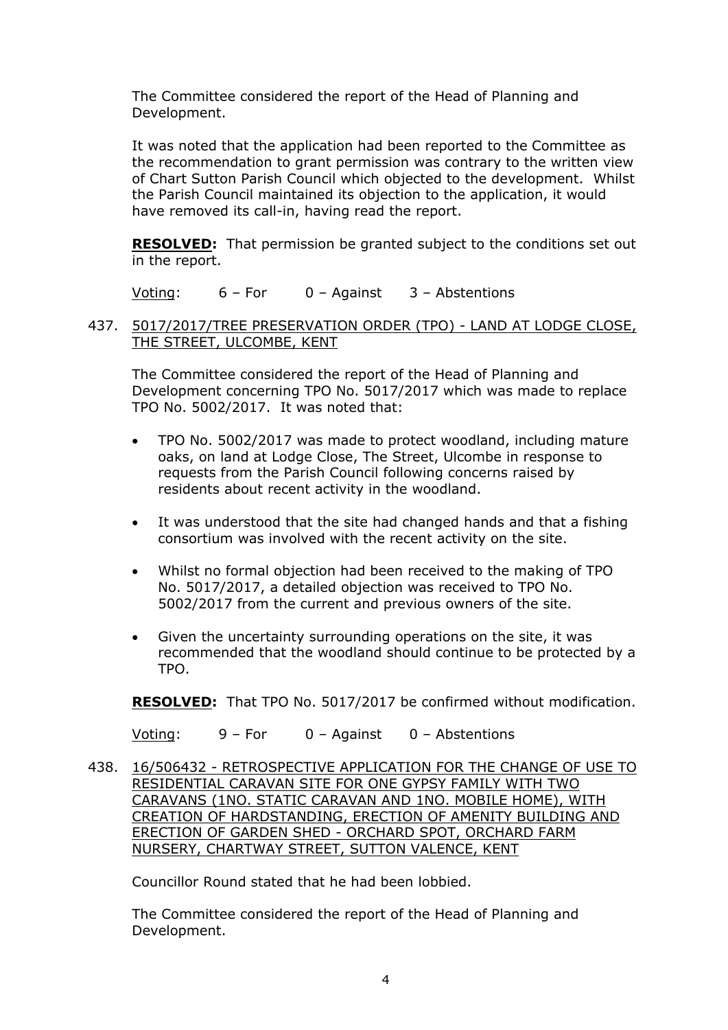The Committee considered the report of the Head of Planning and Development.

It was noted that the application had been reported to the Committee as the recommendation to grant permission was contrary to the written view of Chart Sutton Parish Council which objected to the development. Whilst the Parish Council maintained its objection to the application, it would have removed its call-in, having read the report.

**RESOLVED:** That permission be granted subject to the conditions set out in the report.

Voting: 6 – For 0 – Against 3 – Abstentions

437. 5017/2017/TREE PRESERVATION ORDER (TPO) - LAND AT LODGE CLOSE, THE STREET, ULCOMBE, KENT

The Committee considered the report of the Head of Planning and Development concerning TPO No. 5017/2017 which was made to replace TPO No. 5002/2017. It was noted that:

- TPO No. 5002/2017 was made to protect woodland, including mature oaks, on land at Lodge Close, The Street, Ulcombe in response to requests from the Parish Council following concerns raised by residents about recent activity in the woodland.
- It was understood that the site had changed hands and that a fishing consortium was involved with the recent activity on the site.
- Whilst no formal objection had been received to the making of TPO No. 5017/2017, a detailed objection was received to TPO No. 5002/2017 from the current and previous owners of the site.
- Given the uncertainty surrounding operations on the site, it was recommended that the woodland should continue to be protected by a TPO.

**RESOLVED:** That TPO No. 5017/2017 be confirmed without modification.

Voting: 9 – For 0 – Against 0 – Abstentions

438. 16/506432 - RETROSPECTIVE APPLICATION FOR THE CHANGE OF USE TO RESIDENTIAL CARAVAN SITE FOR ONE GYPSY FAMILY WITH TWO CARAVANS (1NO. STATIC CARAVAN AND 1NO. MOBILE HOME), WITH CREATION OF HARDSTANDING, ERECTION OF AMENITY BUILDING AND ERECTION OF GARDEN SHED - ORCHARD SPOT, ORCHARD FARM NURSERY, CHARTWAY STREET, SUTTON VALENCE, KENT

Councillor Round stated that he had been lobbied.

The Committee considered the report of the Head of Planning and Development.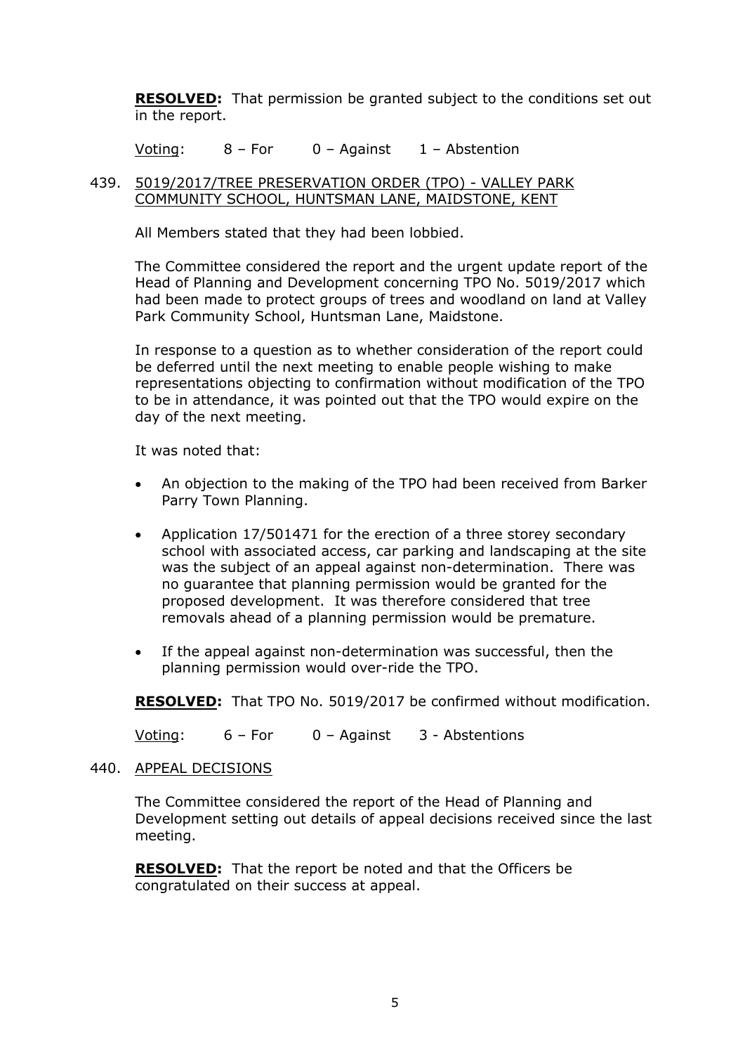**RESOLVED:** That permission be granted subject to the conditions set out in the report.

Voting: 8 – For 0 – Against 1 – Abstention

439. 5019/2017/TREE PRESERVATION ORDER (TPO) - VALLEY PARK COMMUNITY SCHOOL, HUNTSMAN LANE, MAIDSTONE, KENT

All Members stated that they had been lobbied.

The Committee considered the report and the urgent update report of the Head of Planning and Development concerning TPO No. 5019/2017 which had been made to protect groups of trees and woodland on land at Valley Park Community School, Huntsman Lane, Maidstone.

In response to a question as to whether consideration of the report could be deferred until the next meeting to enable people wishing to make representations objecting to confirmation without modification of the TPO to be in attendance, it was pointed out that the TPO would expire on the day of the next meeting.

It was noted that:

- An objection to the making of the TPO had been received from Barker Parry Town Planning.
- Application 17/501471 for the erection of a three storey secondary school with associated access, car parking and landscaping at the site was the subject of an appeal against non-determination. There was no guarantee that planning permission would be granted for the proposed development. It was therefore considered that tree removals ahead of a planning permission would be premature.
- If the appeal against non-determination was successful, then the planning permission would over-ride the TPO.

**RESOLVED:** That TPO No. 5019/2017 be confirmed without modification.

Voting: 6 – For 0 – Against 3 - Abstentions

440. APPEAL DECISIONS

The Committee considered the report of the Head of Planning and Development setting out details of appeal decisions received since the last meeting.

**RESOLVED:** That the report be noted and that the Officers be congratulated on their success at appeal.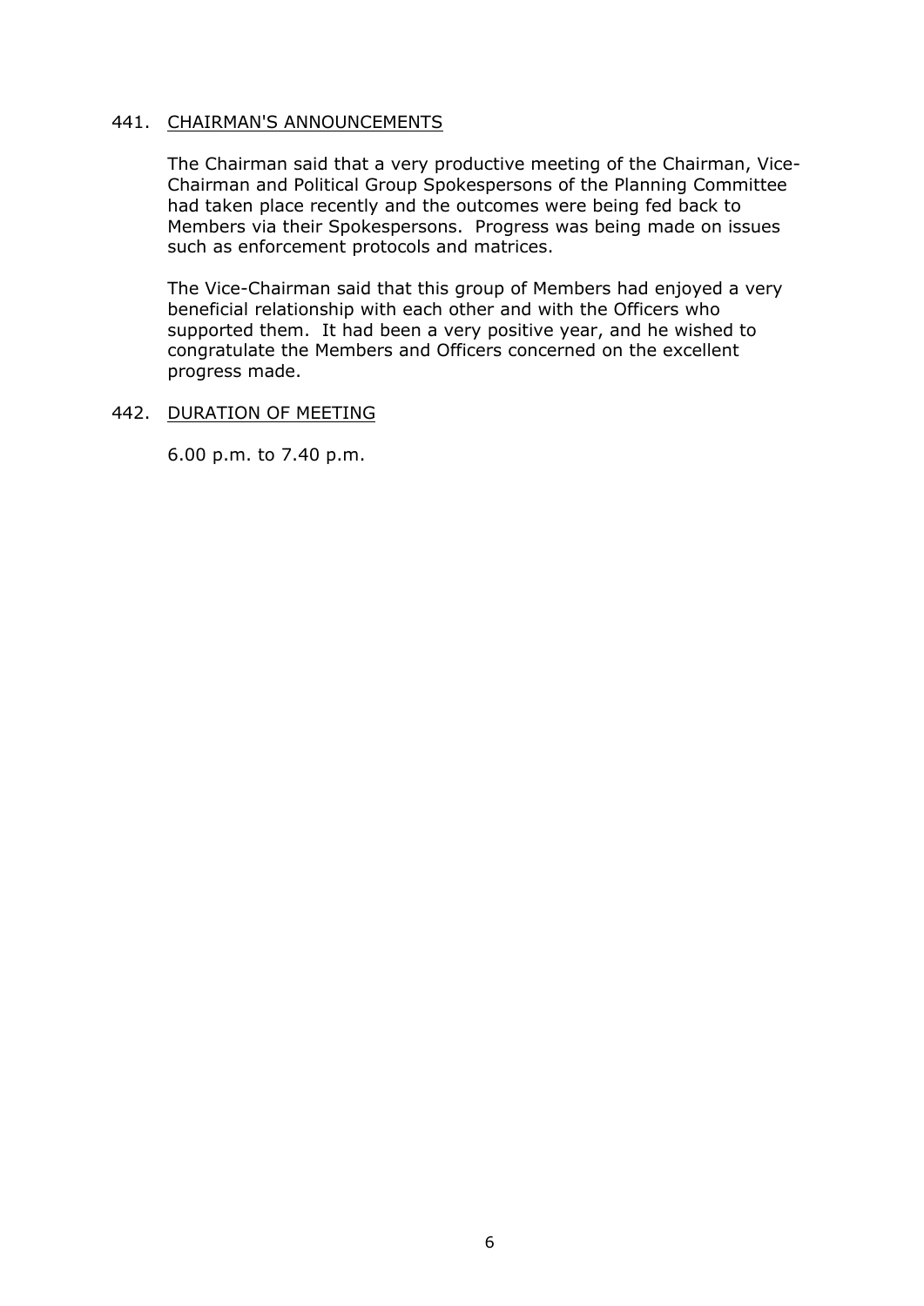441. <u>CHAIRMAN'S ANNOUNCEMENTS</u>

The Chairman said that a very productive meeting of the Chairman, Vice-Chairman and Political Group Spokespersons of the Planning Committee had taken place recently and the outcomes were being fed back to Members via their Spokespersons. Progress was being made on issues such as enforcement protocols and matrices.

The Vice-Chairman said that this group of Members had enjoyed a very beneficial relationship with each other and with the Officers who supported them. It had been a very positive year, and he wished to congratulate the Members and Officers concerned on the excellent progress made.

442. <u>DURATION OF MEETING</u>

6.00 p.m. to 7.40 p.m.